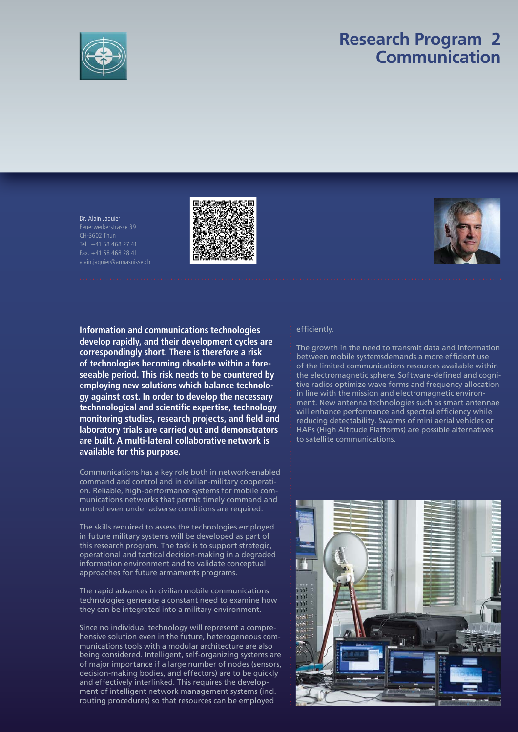# Research Program 2
# Communication

Dr. Alain Jaquier
Feuerwerkerstrasse 39
CH-3602 Thun
Tel +41 58 468 27 41
Fax. +41 58 468 28 41
alain.jaquier@armasuisse.ch

**Information and communications technologies develop rapidly, and their development cycles are correspondingly short. There is therefore a risk of technologies becoming obsolete within a foreseeable period. This risk needs to be countered by employing new solutions which balance technology against cost. In order to develop the necessary technnological and scientific expertise, technology monitoring studies, research projects, and field and laboratory trials are carried out and demonstrators are built. A multi-lateral collaborative network is available for this purpose.**

Communications has a key role both in network-enabled command and control and in civilian-military cooperation. Reliable, high-performance systems for mobile communications networks that permit timely command and control even under adverse conditions are required.

The skills required to assess the technologies employed in future military systems will be developed as part of this research program. The task is to support strategic, operational and tactical decision-making in a degraded information environment and to validate conceptual approaches for future armaments programs.

The rapid advances in civilian mobile communications technologies generate a constant need to examine how they can be integrated into a military environment.

Since no individual technology will represent a comprehensive solution even in the future, heterogeneous communications tools with a modular architecture are also being considered. Intelligent, self-organizing systems are of major importance if a large number of nodes (sensors, decision-making bodies, and effectors) are to be quickly and effectively interlinked. This requires the development of intelligent network management systems (incl. routing procedures) so that resources can be employed efficiently.

The growth in the need to transmit data and information between mobile systemsdemands a more efficient use of the limited communications resources available within the electromagnetic sphere. Software-defined and cognitive radios optimize wave forms and frequency allocation in line with the mission and electromagnetic environment. New antenna technologies such as smart antennae will enhance performance and spectral efficiency while reducing detectability. Swarms of mini aerial vehicles or HAPs (High Altitude Platforms) are possible alternatives to satellite communications.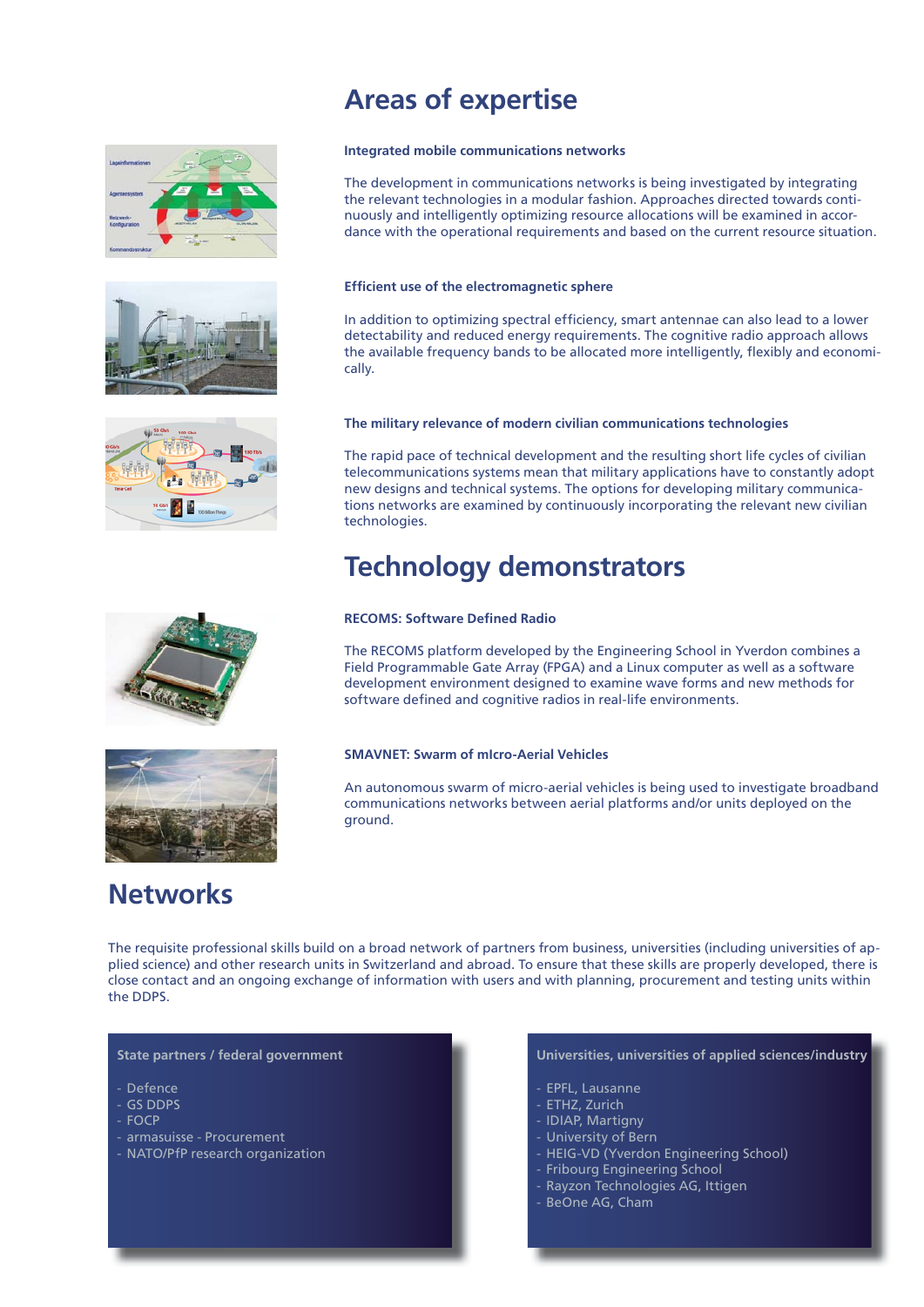# Areas of expertise

### Integrated mobile communications networks

The development in communications networks is being investigated by integrating the relevant technologies in a modular fashion. Approaches directed towards continuously and intelligently optimizing resource allocations will be examined in accordance with the operational requirements and based on the current resource situation.

### Efficient use of the electromagnetic sphere

In addition to optimizing spectral efficiency, smart antennae can also lead to a lower detectability and reduced energy requirements. The cognitive radio approach allows the available frequency bands to be allocated more intelligently, flexibly and economically.

### The military relevance of modern civilian communications technologies

The rapid pace of technical development and the resulting short life cycles of civilian telecommunications systems mean that military applications have to constantly adopt new designs and technical systems. The options for developing military communications networks are examined by continuously incorporating the relevant new civilian technologies.

# Technology demonstrators

### RECOMS: Software Defined Radio

The RECOMS platform developed by the Engineering School in Yverdon combines a Field Programmable Gate Array (FPGA) and a Linux computer as well as a software development environment designed to examine wave forms and new methods for software defined and cognitive radios in real-life environments.

### SMAVNET: Swarm of mIcro-Aerial Vehicles

An autonomous swarm of micro-aerial vehicles is being used to investigate broadband communications networks between aerial platforms and/or units deployed on the ground.

# Networks

The requisite professional skills build on a broad network of partners from business, universities (including universities of applied science) and other research units in Switzerland and abroad. To ensure that these skills are properly developed, there is close contact and an ongoing exchange of information with users and with planning, procurement and testing units within the DDPS.

**State partners / federal government**

- Defence
- GS DDPS
- FOCP
- armasuisse - Procurement
- NATO/PfP research organization

**Universities, universities of applied sciences/industry**

- EPFL, Lausanne
- ETHZ, Zurich
- IDIAP, Martigny
- University of Bern
- HEIG-VD (Yverdon Engineering School)
- Fribourg Engineering School
- Rayzon Technologies AG, Ittigen
- BeOne AG, Cham